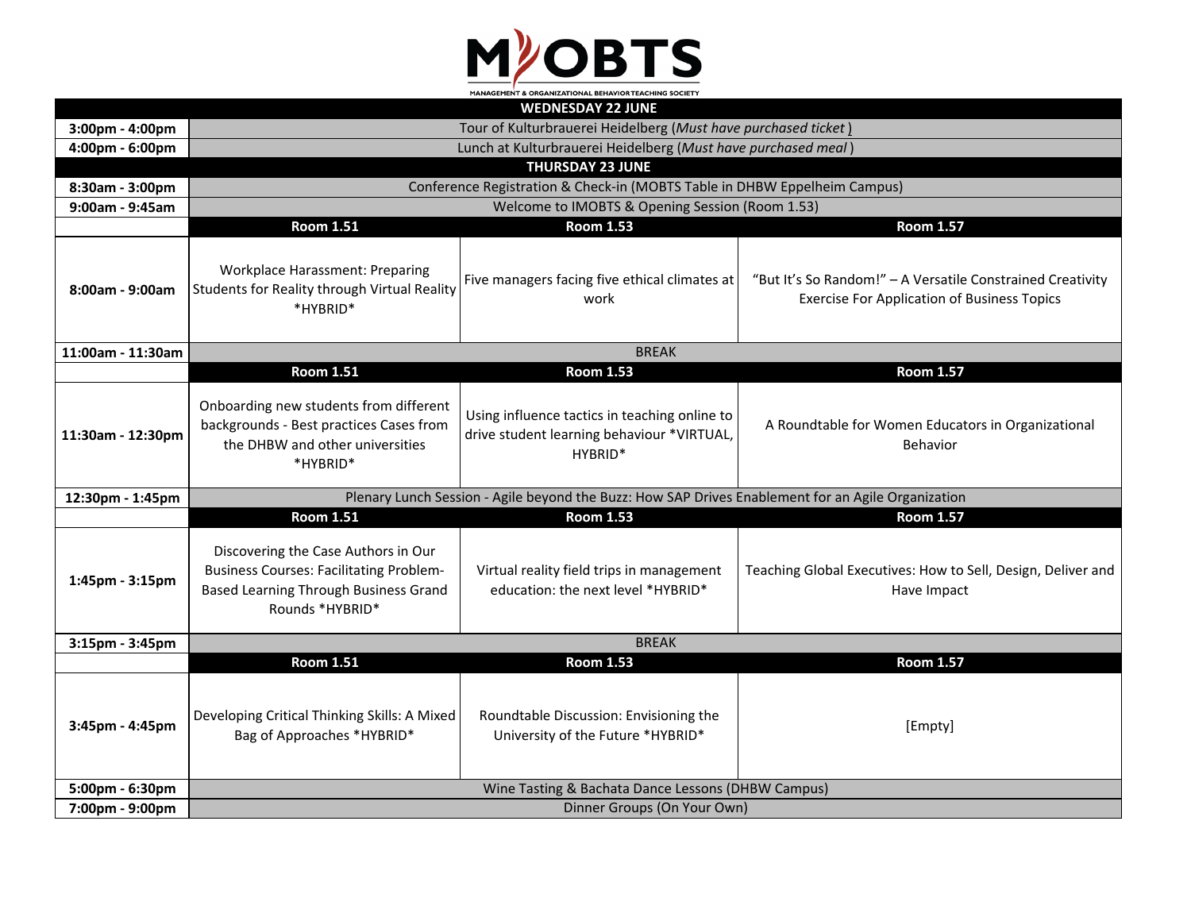# MOBTS

MANAGEMENT & ORGANIZATIONAL BEHAVIOR TEACHING SOCIETY

| | | | |
|---|---|---|---|
| **WEDNESDAY 22 JUNE** | | | |
| **3:00pm - 4:00pm** | Tour of Kulturbrauerei Heidelberg (*Must have purchased ticket* ) | | |
| **4:00pm - 6:00pm** | Lunch at Kulturbrauerei Heidelberg (*Must have purchased meal* ) | | |
| **THURSDAY 23 JUNE** | | | |
| **8:30am - 3:00pm** | Conference Registration & Check-in (MOBTS Table in DHBW Eppelheim Campus) | | |
| **9:00am - 9:45am** | Welcome to IMOBTS & Opening Session (Room 1.53) | | |
| | **Room 1.51** | **Room 1.53** | **Room 1.57** |
| **8:00am - 9:00am** | Workplace Harassment: Preparing Students for Reality through Virtual Reality *HYBRID* | Five managers facing five ethical climates at work | "But It's So Random!" – A Versatile Constrained Creativity Exercise For Application of Business Topics |
| **11:00am - 11:30am** | BREAK | | |
| | **Room 1.51** | **Room 1.53** | **Room 1.57** |
| **11:30am - 12:30pm** | Onboarding new students from different backgrounds - Best practices Cases from the DHBW and other universities *HYBRID* | Using influence tactics in teaching online to drive student learning behaviour *VIRTUAL, HYBRID* | A Roundtable for Women Educators in Organizational Behavior |
| **12:30pm - 1:45pm** | Plenary Lunch Session - Agile beyond the Buzz: How SAP Drives Enablement for an Agile Organization | | |
| | **Room 1.51** | **Room 1.53** | **Room 1.57** |
| **1:45pm - 3:15pm** | Discovering the Case Authors in Our Business Courses: Facilitating Problem-Based Learning Through Business Grand Rounds *HYBRID* | Virtual reality field trips in management education: the next level *HYBRID* | Teaching Global Executives: How to Sell, Design, Deliver and Have Impact |
| **3:15pm - 3:45pm** | BREAK | | |
| | **Room 1.51** | **Room 1.53** | **Room 1.57** |
| **3:45pm - 4:45pm** | Developing Critical Thinking Skills: A Mixed Bag of Approaches *HYBRID* | Roundtable Discussion: Envisioning the University of the Future *HYBRID* | [Empty] |
| **5:00pm - 6:30pm** | Wine Tasting & Bachata Dance Lessons (DHBW Campus) | | |
| **7:00pm - 9:00pm** | Dinner Groups (On Your Own) | | |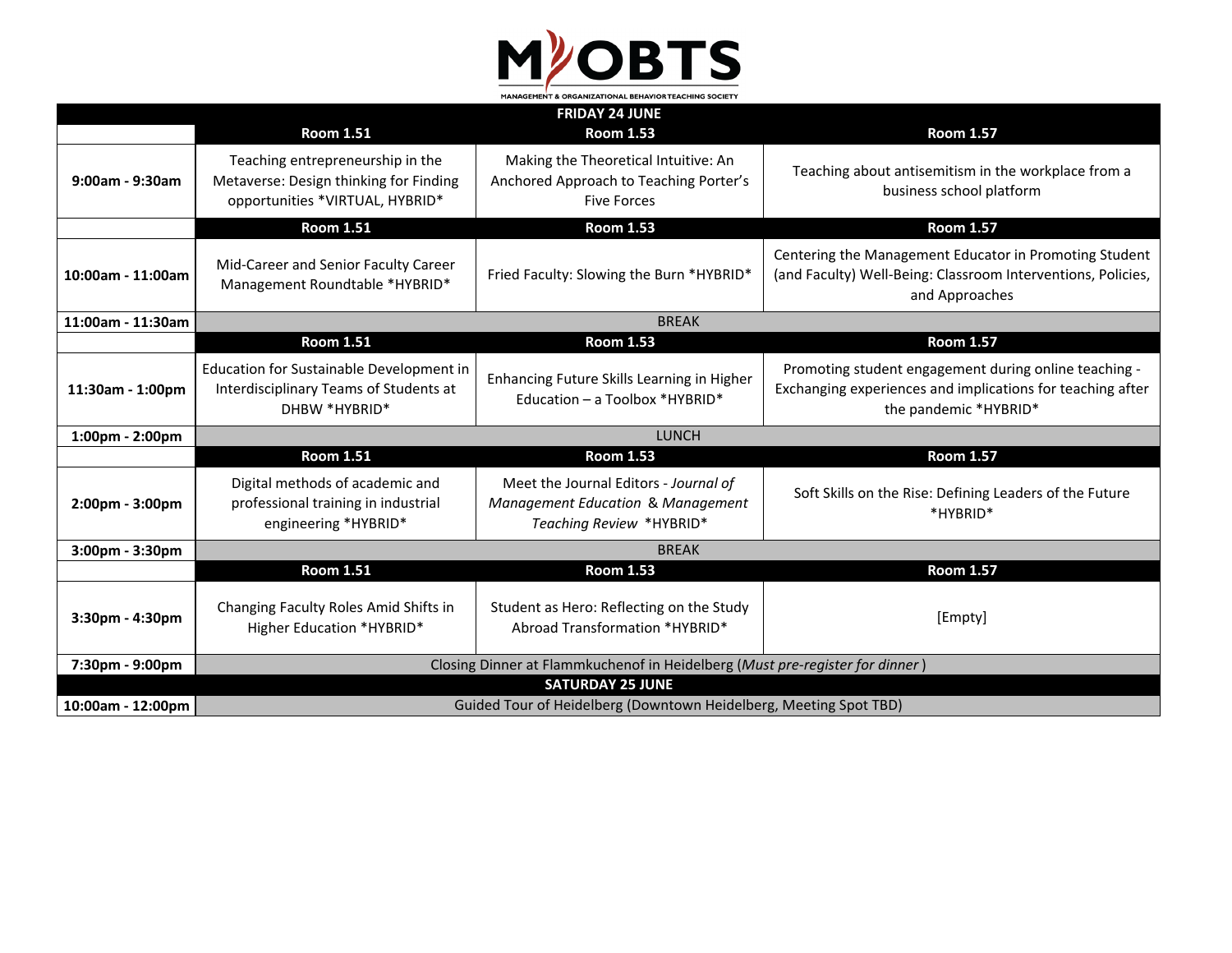MOBTS

MANAGEMENT & ORGANIZATIONAL BEHAVIOR TEACHING SOCIETY

| | | | |
|---|---|---|---|
| **FRIDAY 24 JUNE** | | | |
| | **Room 1.51** | **Room 1.53** | **Room 1.57** |
| **9:00am - 9:30am** | Teaching entrepreneurship in the Metaverse: Design thinking for Finding opportunities *VIRTUAL, HYBRID* | Making the Theoretical Intuitive: An Anchored Approach to Teaching Porter's Five Forces | Teaching about antisemitism in the workplace from a business school platform |
| | **Room 1.51** | **Room 1.53** | **Room 1.57** |
| **10:00am - 11:00am** | Mid-Career and Senior Faculty Career Management Roundtable *HYBRID* | Fried Faculty: Slowing the Burn *HYBRID* | Centering the Management Educator in Promoting Student (and Faculty) Well-Being: Classroom Interventions, Policies, and Approaches |
| **11:00am - 11:30am** | BREAK | | |
| | **Room 1.51** | **Room 1.53** | **Room 1.57** |
| **11:30am - 1:00pm** | Education for Sustainable Development in Interdisciplinary Teams of Students at DHBW *HYBRID* | Enhancing Future Skills Learning in Higher Education – a Toolbox *HYBRID* | Promoting student engagement during online teaching - Exchanging experiences and implications for teaching after the pandemic *HYBRID* |
| **1:00pm - 2:00pm** | LUNCH | | |
| | **Room 1.51** | **Room 1.53** | **Room 1.57** |
| **2:00pm - 3:00pm** | Digital methods of academic and professional training in industrial engineering *HYBRID* | Meet the Journal Editors - *Journal of Management Education* & *Management Teaching Review* *HYBRID* | Soft Skills on the Rise: Defining Leaders of the Future *HYBRID* |
| **3:00pm - 3:30pm** | BREAK | | |
| | **Room 1.51** | **Room 1.53** | **Room 1.57** |
| **3:30pm - 4:30pm** | Changing Faculty Roles Amid Shifts in Higher Education *HYBRID* | Student as Hero: Reflecting on the Study Abroad Transformation *HYBRID* | [Empty] |
| **7:30pm - 9:00pm** | Closing Dinner at Flammkuchenof in Heidelberg (*Must pre-register for dinner*) | | |
| **SATURDAY 25 JUNE** | | | |
| **10:00am - 12:00pm** | Guided Tour of Heidelberg (Downtown Heidelberg, Meeting Spot TBD) | | |